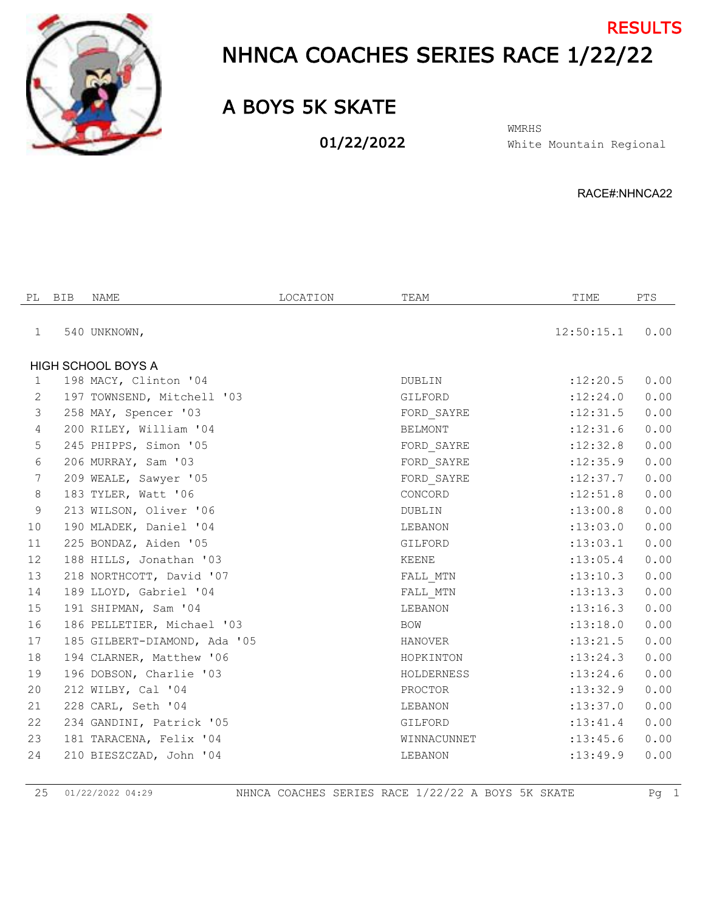RESULTS

# NHNCA COACHES SERIES RACE 1/22/22

## A BOYS 5K SKATE

**01/22/2022**

WMRHS
White Mountain Regional

RACE#:NHNCA22

| PL | BIB | NAME | LOCATION | TEAM | TIME | PTS |
|---|---|---|---|---|---|---|
| 1 | 540 | UNKNOWN, | | | 12:50:15.1 | 0.00 |
| **HIGH SCHOOL BOYS A** | | | | | | |
| 1 | 198 | MACY, Clinton '04 | | DUBLIN | :12:20.5 | 0.00 |
| 2 | 197 | TOWNSEND, Mitchell '03 | | GILFORD | :12:24.0 | 0.00 |
| 3 | 258 | MAY, Spencer '03 | | FORD_SAYRE | :12:31.5 | 0.00 |
| 4 | 200 | RILEY, William '04 | | BELMONT | :12:31.6 | 0.00 |
| 5 | 245 | PHIPPS, Simon '05 | | FORD_SAYRE | :12:32.8 | 0.00 |
| 6 | 206 | MURRAY, Sam '03 | | FORD_SAYRE | :12:35.9 | 0.00 |
| 7 | 209 | WEALE, Sawyer '05 | | FORD_SAYRE | :12:37.7 | 0.00 |
| 8 | 183 | TYLER, Watt '06 | | CONCORD | :12:51.8 | 0.00 |
| 9 | 213 | WILSON, Oliver '06 | | DUBLIN | :13:00.8 | 0.00 |
| 10 | 190 | MLADEK, Daniel '04 | | LEBANON | :13:03.0 | 0.00 |
| 11 | 225 | BONDAZ, Aiden '05 | | GILFORD | :13:03.1 | 0.00 |
| 12 | 188 | HILLS, Jonathan '03 | | KEENE | :13:05.4 | 0.00 |
| 13 | 218 | NORTHCOTT, David '07 | | FALL_MTN | :13:10.3 | 0.00 |
| 14 | 189 | LLOYD, Gabriel '04 | | FALL_MTN | :13:13.3 | 0.00 |
| 15 | 191 | SHIPMAN, Sam '04 | | LEBANON | :13:16.3 | 0.00 |
| 16 | 186 | PELLETIER, Michael '03 | | BOW | :13:18.0 | 0.00 |
| 17 | 185 | GILBERT-DIAMOND, Ada '05 | | HANOVER | :13:21.5 | 0.00 |
| 18 | 194 | CLARNER, Matthew '06 | | HOPKINTON | :13:24.3 | 0.00 |
| 19 | 196 | DOBSON, Charlie '03 | | HOLDERNESS | :13:24.6 | 0.00 |
| 20 | 212 | WILBY, Cal '04 | | PROCTOR | :13:32.9 | 0.00 |
| 21 | 228 | CARL, Seth '04 | | LEBANON | :13:37.0 | 0.00 |
| 22 | 234 | GANDINI, Patrick '05 | | GILFORD | :13:41.4 | 0.00 |
| 23 | 181 | TARACENA, Felix '04 | | WINNACUNNET | :13:45.6 | 0.00 |
| 24 | 210 | BIESZCZAD, John '04 | | LEBANON | :13:49.9 | 0.00 |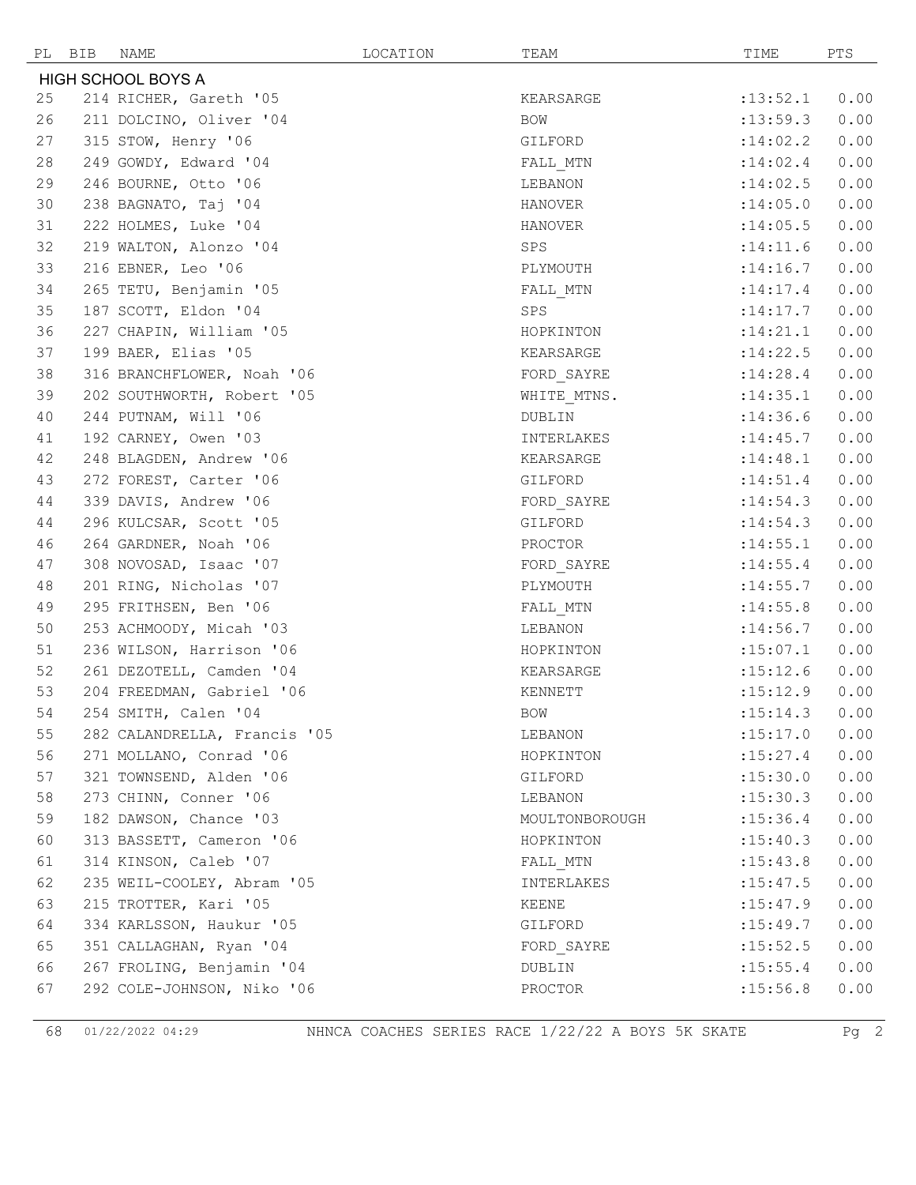| PL | BIB | NAME | LOCATION | TEAM | TIME | PTS |
|---|---|---|---|---|---|---|
| HIGH SCHOOL BOYS A | | | | | | |
| 25 | 214 | RICHER, Gareth '05 | | KEARSARGE | :13:52.1 | 0.00 |
| 26 | 211 | DOLCINO, Oliver '04 | | BOW | :13:59.3 | 0.00 |
| 27 | 315 | STOW, Henry '06 | | GILFORD | :14:02.2 | 0.00 |
| 28 | 249 | GOWDY, Edward '04 | | FALL_MTN | :14:02.4 | 0.00 |
| 29 | 246 | BOURNE, Otto '06 | | LEBANON | :14:02.5 | 0.00 |
| 30 | 238 | BAGNATO, Taj '04 | | HANOVER | :14:05.0 | 0.00 |
| 31 | 222 | HOLMES, Luke '04 | | HANOVER | :14:05.5 | 0.00 |
| 32 | 219 | WALTON, Alonzo '04 | | SPS | :14:11.6 | 0.00 |
| 33 | 216 | EBNER, Leo '06 | | PLYMOUTH | :14:16.7 | 0.00 |
| 34 | 265 | TETU, Benjamin '05 | | FALL_MTN | :14:17.4 | 0.00 |
| 35 | 187 | SCOTT, Eldon '04 | | SPS | :14:17.7 | 0.00 |
| 36 | 227 | CHAPIN, William '05 | | HOPKINTON | :14:21.1 | 0.00 |
| 37 | 199 | BAER, Elias '05 | | KEARSARGE | :14:22.5 | 0.00 |
| 38 | 316 | BRANCHFLOWER, Noah '06 | | FORD_SAYRE | :14:28.4 | 0.00 |
| 39 | 202 | SOUTHWORTH, Robert '05 | | WHITE_MTNS. | :14:35.1 | 0.00 |
| 40 | 244 | PUTNAM, Will '06 | | DUBLIN | :14:36.6 | 0.00 |
| 41 | 192 | CARNEY, Owen '03 | | INTERLAKES | :14:45.7 | 0.00 |
| 42 | 248 | BLAGDEN, Andrew '06 | | KEARSARGE | :14:48.1 | 0.00 |
| 43 | 272 | FOREST, Carter '06 | | GILFORD | :14:51.4 | 0.00 |
| 44 | 339 | DAVIS, Andrew '06 | | FORD_SAYRE | :14:54.3 | 0.00 |
| 44 | 296 | KULCSAR, Scott '05 | | GILFORD | :14:54.3 | 0.00 |
| 46 | 264 | GARDNER, Noah '06 | | PROCTOR | :14:55.1 | 0.00 |
| 47 | 308 | NOVOSAD, Isaac '07 | | FORD_SAYRE | :14:55.4 | 0.00 |
| 48 | 201 | RING, Nicholas '07 | | PLYMOUTH | :14:55.7 | 0.00 |
| 49 | 295 | FRITHSEN, Ben '06 | | FALL_MTN | :14:55.8 | 0.00 |
| 50 | 253 | ACHMOODY, Micah '03 | | LEBANON | :14:56.7 | 0.00 |
| 51 | 236 | WILSON, Harrison '06 | | HOPKINTON | :15:07.1 | 0.00 |
| 52 | 261 | DEZOTELL, Camden '04 | | KEARSARGE | :15:12.6 | 0.00 |
| 53 | 204 | FREEDMAN, Gabriel '06 | | KENNETT | :15:12.9 | 0.00 |
| 54 | 254 | SMITH, Calen '04 | | BOW | :15:14.3 | 0.00 |
| 55 | 282 | CALANDRELLA, Francis '05 | | LEBANON | :15:17.0 | 0.00 |
| 56 | 271 | MOLLANO, Conrad '06 | | HOPKINTON | :15:27.4 | 0.00 |
| 57 | 321 | TOWNSEND, Alden '06 | | GILFORD | :15:30.0 | 0.00 |
| 58 | 273 | CHINN, Conner '06 | | LEBANON | :15:30.3 | 0.00 |
| 59 | 182 | DAWSON, Chance '03 | | MOULTONBOROUGH | :15:36.4 | 0.00 |
| 60 | 313 | BASSETT, Cameron '06 | | HOPKINTON | :15:40.3 | 0.00 |
| 61 | 314 | KINSON, Caleb '07 | | FALL_MTN | :15:43.8 | 0.00 |
| 62 | 235 | WEIL-COOLEY, Abram '05 | | INTERLAKES | :15:47.5 | 0.00 |
| 63 | 215 | TROTTER, Kari '05 | | KEENE | :15:47.9 | 0.00 |
| 64 | 334 | KARLSSON, Haukur '05 | | GILFORD | :15:49.7 | 0.00 |
| 65 | 351 | CALLAGHAN, Ryan '04 | | FORD_SAYRE | :15:52.5 | 0.00 |
| 66 | 267 | FROLING, Benjamin '04 | | DUBLIN | :15:55.4 | 0.00 |
| 67 | 292 | COLE-JOHNSON, Niko '06 | | PROCTOR | :15:56.8 | 0.00 |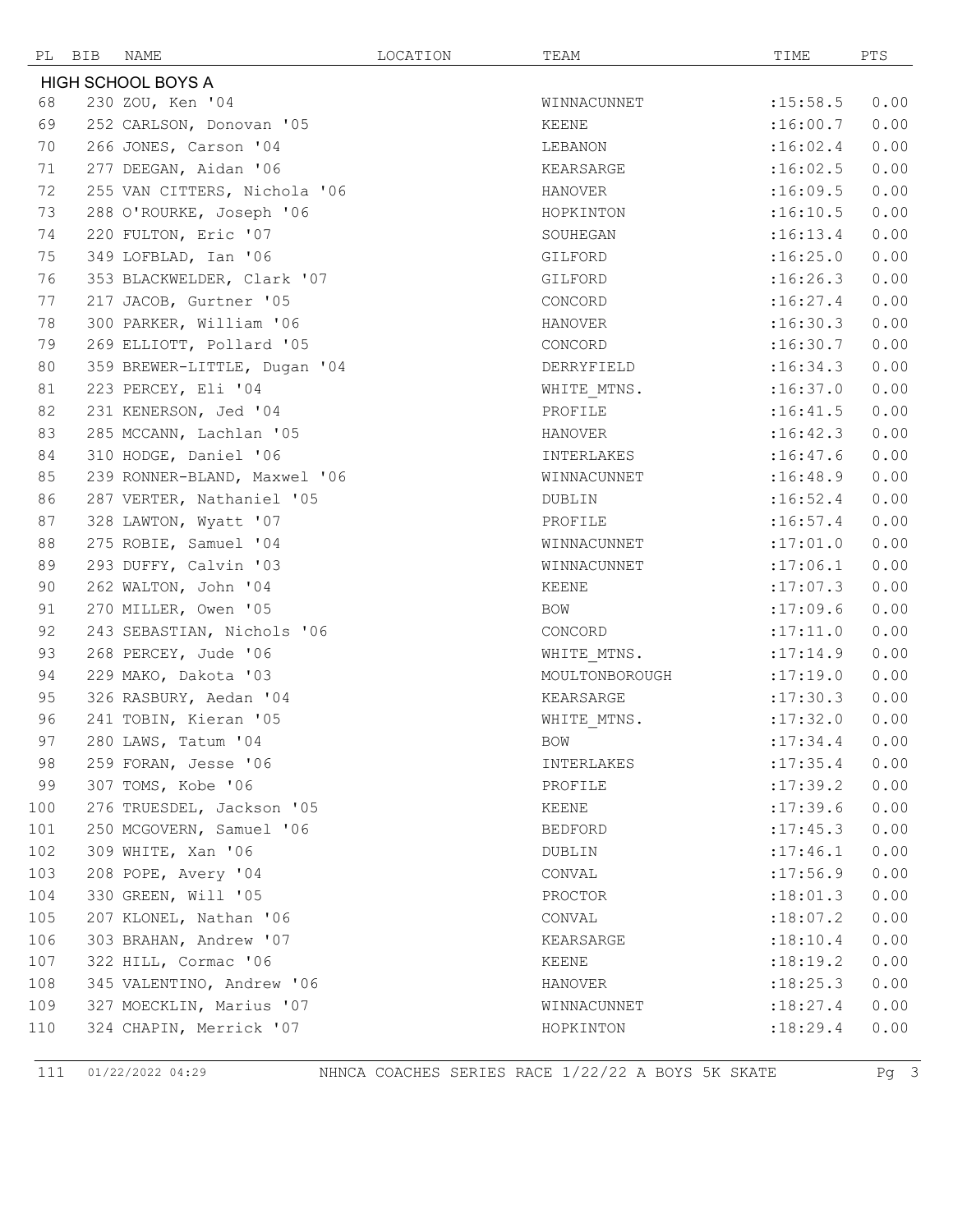| PL | BIB | NAME | LOCATION | TEAM | TIME | PTS |
|---|---|---|---|---|---|---|
| **HIGH SCHOOL BOYS A** | | | | | | |
| 68 | 230 | ZOU, Ken '04 | | WINNACUNNET | :15:58.5 | 0.00 |
| 69 | 252 | CARLSON, Donovan '05 | | KEENE | :16:00.7 | 0.00 |
| 70 | 266 | JONES, Carson '04 | | LEBANON | :16:02.4 | 0.00 |
| 71 | 277 | DEEGAN, Aidan '06 | | KEARSARGE | :16:02.5 | 0.00 |
| 72 | 255 | VAN CITTERS, Nichola '06 | | HANOVER | :16:09.5 | 0.00 |
| 73 | 288 | O'ROURKE, Joseph '06 | | HOPKINTON | :16:10.5 | 0.00 |
| 74 | 220 | FULTON, Eric '07 | | SOUHEGAN | :16:13.4 | 0.00 |
| 75 | 349 | LOFBLAD, Ian '06 | | GILFORD | :16:25.0 | 0.00 |
| 76 | 353 | BLACKWELDER, Clark '07 | | GILFORD | :16:26.3 | 0.00 |
| 77 | 217 | JACOB, Gurtner '05 | | CONCORD | :16:27.4 | 0.00 |
| 78 | 300 | PARKER, William '06 | | HANOVER | :16:30.3 | 0.00 |
| 79 | 269 | ELLIOTT, Pollard '05 | | CONCORD | :16:30.7 | 0.00 |
| 80 | 359 | BREWER-LITTLE, Dugan '04 | | DERRYFIELD | :16:34.3 | 0.00 |
| 81 | 223 | PERCEY, Eli '04 | | WHITE_MTNS. | :16:37.0 | 0.00 |
| 82 | 231 | KENERSON, Jed '04 | | PROFILE | :16:41.5 | 0.00 |
| 83 | 285 | MCCANN, Lachlan '05 | | HANOVER | :16:42.3 | 0.00 |
| 84 | 310 | HODGE, Daniel '06 | | INTERLAKES | :16:47.6 | 0.00 |
| 85 | 239 | RONNER-BLAND, Maxwel '06 | | WINNACUNNET | :16:48.9 | 0.00 |
| 86 | 287 | VERTER, Nathaniel '05 | | DUBLIN | :16:52.4 | 0.00 |
| 87 | 328 | LAWTON, Wyatt '07 | | PROFILE | :16:57.4 | 0.00 |
| 88 | 275 | ROBIE, Samuel '04 | | WINNACUNNET | :17:01.0 | 0.00 |
| 89 | 293 | DUFFY, Calvin '03 | | WINNACUNNET | :17:06.1 | 0.00 |
| 90 | 262 | WALTON, John '04 | | KEENE | :17:07.3 | 0.00 |
| 91 | 270 | MILLER, Owen '05 | | BOW | :17:09.6 | 0.00 |
| 92 | 243 | SEBASTIAN, Nichols '06 | | CONCORD | :17:11.0 | 0.00 |
| 93 | 268 | PERCEY, Jude '06 | | WHITE_MTNS. | :17:14.9 | 0.00 |
| 94 | 229 | MAKO, Dakota '03 | | MOULTONBOROUGH | :17:19.0 | 0.00 |
| 95 | 326 | RASBURY, Aedan '04 | | KEARSARGE | :17:30.3 | 0.00 |
| 96 | 241 | TOBIN, Kieran '05 | | WHITE_MTNS. | :17:32.0 | 0.00 |
| 97 | 280 | LAWS, Tatum '04 | | BOW | :17:34.4 | 0.00 |
| 98 | 259 | FORAN, Jesse '06 | | INTERLAKES | :17:35.4 | 0.00 |
| 99 | 307 | TOMS, Kobe '06 | | PROFILE | :17:39.2 | 0.00 |
| 100 | 276 | TRUESDEL, Jackson '05 | | KEENE | :17:39.6 | 0.00 |
| 101 | 250 | MCGOVERN, Samuel '06 | | BEDFORD | :17:45.3 | 0.00 |
| 102 | 309 | WHITE, Xan '06 | | DUBLIN | :17:46.1 | 0.00 |
| 103 | 208 | POPE, Avery '04 | | CONVAL | :17:56.9 | 0.00 |
| 104 | 330 | GREEN, Will '05 | | PROCTOR | :18:01.3 | 0.00 |
| 105 | 207 | KLONEL, Nathan '06 | | CONVAL | :18:07.2 | 0.00 |
| 106 | 303 | BRAHAN, Andrew '07 | | KEARSARGE | :18:10.4 | 0.00 |
| 107 | 322 | HILL, Cormac '06 | | KEENE | :18:19.2 | 0.00 |
| 108 | 345 | VALENTINO, Andrew '06 | | HANOVER | :18:25.3 | 0.00 |
| 109 | 327 | MOECKLIN, Marius '07 | | WINNACUNNET | :18:27.4 | 0.00 |
| 110 | 324 | CHAPIN, Merrick '07 | | HOPKINTON | :18:29.4 | 0.00 |

111 01/22/2022 04:29 NHNCA COACHES SERIES RACE 1/22/22 A BOYS 5K SKATE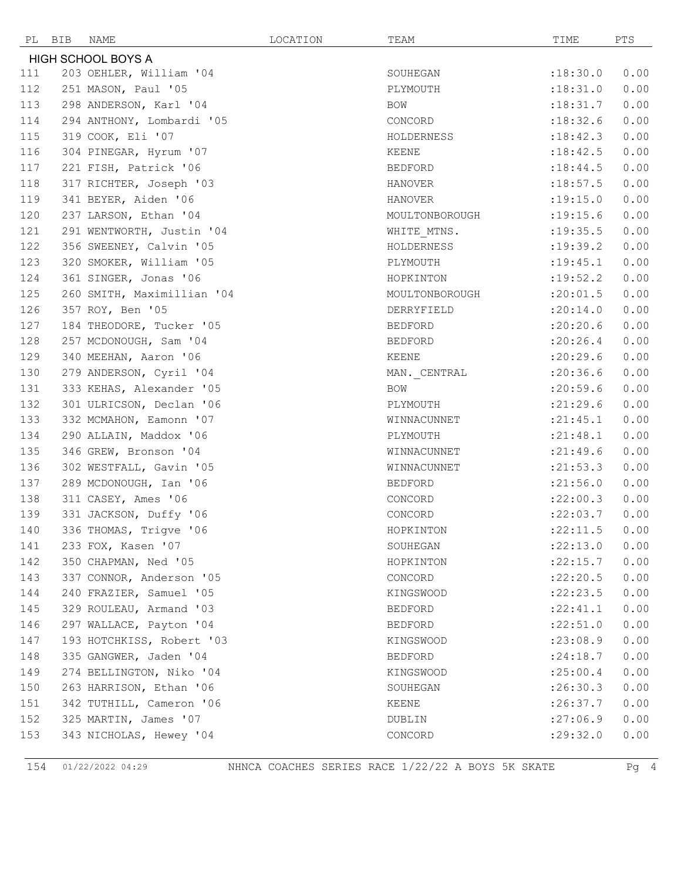| PL | BIB | NAME | LOCATION | TEAM | TIME | PTS |
|---|---|---|---|---|---|---|
| **HIGH SCHOOL BOYS A** | | | | | | |
| 111 | 203 | OEHLER, William '04 | | SOUHEGAN | :18:30.0 | 0.00 |
| 112 | 251 | MASON, Paul '05 | | PLYMOUTH | :18:31.0 | 0.00 |
| 113 | 298 | ANDERSON, Karl '04 | | BOW | :18:31.7 | 0.00 |
| 114 | 294 | ANTHONY, Lombardi '05 | | CONCORD | :18:32.6 | 0.00 |
| 115 | 319 | COOK, Eli '07 | | HOLDERNESS | :18:42.3 | 0.00 |
| 116 | 304 | PINEGAR, Hyrum '07 | | KEENE | :18:42.5 | 0.00 |
| 117 | 221 | FISH, Patrick '06 | | BEDFORD | :18:44.5 | 0.00 |
| 118 | 317 | RICHTER, Joseph '03 | | HANOVER | :18:57.5 | 0.00 |
| 119 | 341 | BEYER, Aiden '06 | | HANOVER | :19:15.0 | 0.00 |
| 120 | 237 | LARSON, Ethan '04 | | MOULTONBOROUGH | :19:15.6 | 0.00 |
| 121 | 291 | WENTWORTH, Justin '04 | | WHITE_MTNS. | :19:35.5 | 0.00 |
| 122 | 356 | SWEENEY, Calvin '05 | | HOLDERNESS | :19:39.2 | 0.00 |
| 123 | 320 | SMOKER, William '05 | | PLYMOUTH | :19:45.1 | 0.00 |
| 124 | 361 | SINGER, Jonas '06 | | HOPKINTON | :19:52.2 | 0.00 |
| 125 | 260 | SMITH, Maximillian '04 | | MOULTONBOROUGH | :20:01.5 | 0.00 |
| 126 | 357 | ROY, Ben '05 | | DERRYFIELD | :20:14.0 | 0.00 |
| 127 | 184 | THEODORE, Tucker '05 | | BEDFORD | :20:20.6 | 0.00 |
| 128 | 257 | MCDONOUGH, Sam '04 | | BEDFORD | :20:26.4 | 0.00 |
| 129 | 340 | MEEHAN, Aaron '06 | | KEENE | :20:29.6 | 0.00 |
| 130 | 279 | ANDERSON, Cyril '04 | | MAN._CENTRAL | :20:36.6 | 0.00 |
| 131 | 333 | KEHAS, Alexander '05 | | BOW | :20:59.6 | 0.00 |
| 132 | 301 | ULRICSON, Declan '06 | | PLYMOUTH | :21:29.6 | 0.00 |
| 133 | 332 | MCMAHON, Eamonn '07 | | WINNACUNNET | :21:45.1 | 0.00 |
| 134 | 290 | ALLAIN, Maddox '06 | | PLYMOUTH | :21:48.1 | 0.00 |
| 135 | 346 | GREW, Bronson '04 | | WINNACUNNET | :21:49.6 | 0.00 |
| 136 | 302 | WESTFALL, Gavin '05 | | WINNACUNNET | :21:53.3 | 0.00 |
| 137 | 289 | MCDONOUGH, Ian '06 | | BEDFORD | :21:56.0 | 0.00 |
| 138 | 311 | CASEY, Ames '06 | | CONCORD | :22:00.3 | 0.00 |
| 139 | 331 | JACKSON, Duffy '06 | | CONCORD | :22:03.7 | 0.00 |
| 140 | 336 | THOMAS, Trigve '06 | | HOPKINTON | :22:11.5 | 0.00 |
| 141 | 233 | FOX, Kasen '07 | | SOUHEGAN | :22:13.0 | 0.00 |
| 142 | 350 | CHAPMAN, Ned '05 | | HOPKINTON | :22:15.7 | 0.00 |
| 143 | 337 | CONNOR, Anderson '05 | | CONCORD | :22:20.5 | 0.00 |
| 144 | 240 | FRAZIER, Samuel '05 | | KINGSWOOD | :22:23.5 | 0.00 |
| 145 | 329 | ROULEAU, Armand '03 | | BEDFORD | :22:41.1 | 0.00 |
| 146 | 297 | WALLACE, Payton '04 | | BEDFORD | :22:51.0 | 0.00 |
| 147 | 193 | HOTCHKISS, Robert '03 | | KINGSWOOD | :23:08.9 | 0.00 |
| 148 | 335 | GANGWER, Jaden '04 | | BEDFORD | :24:18.7 | 0.00 |
| 149 | 274 | BELLINGTON, Niko '04 | | KINGSWOOD | :25:00.4 | 0.00 |
| 150 | 263 | HARRISON, Ethan '06 | | SOUHEGAN | :26:30.3 | 0.00 |
| 151 | 342 | TUTHILL, Cameron '06 | | KEENE | :26:37.7 | 0.00 |
| 152 | 325 | MARTIN, James '07 | | DUBLIN | :27:06.9 | 0.00 |
| 153 | 343 | NICHOLAS, Hewey '04 | | CONCORD | :29:32.0 | 0.00 |

154 01/22/2022 04:29 NHNCA COACHES SERIES RACE 1/22/22 A BOYS 5K SKATE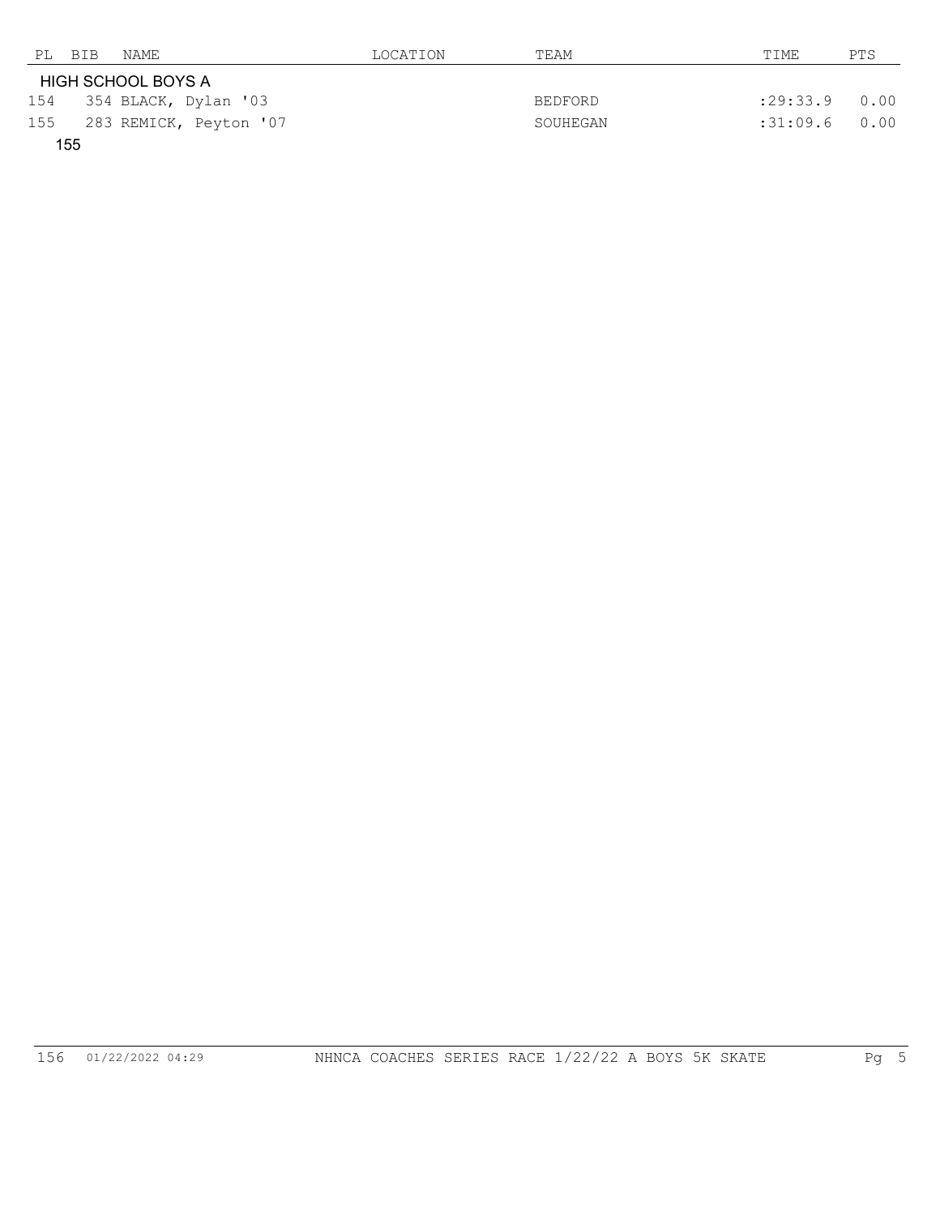| PL | BIB | NAME | LOCATION | TEAM | TIME | PTS |
|---|---|---|---|---|---|---|
| HIGH SCHOOL BOYS A | | | | | | |
| 154 | 354 | BLACK, Dylan '03 | | BEDFORD | :29:33.9 | 0.00 |
| 155 | 283 | REMICK, Peyton '07 | | SOUHEGAN | :31:09.6 | 0.00 |

155